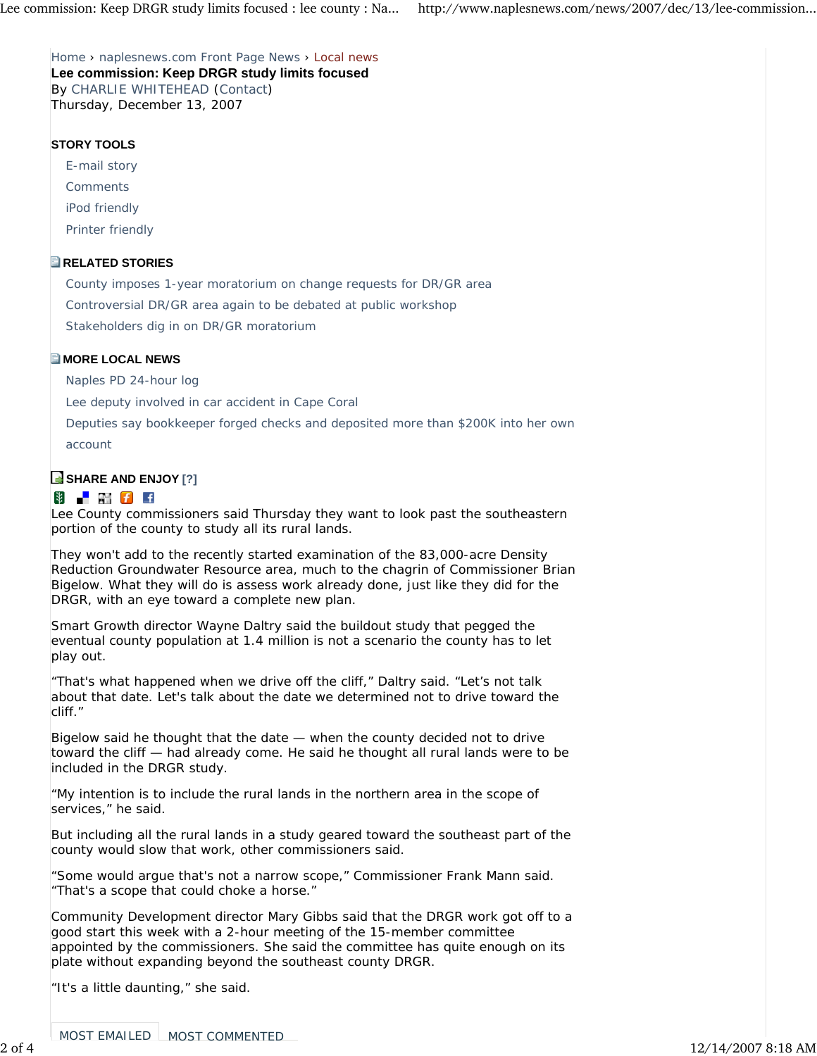Home › naplesnews.com Front Page News › Local news

# Lee commission: Keep DRGR study limits focused

By CHARLIE WHITEHEAD (Contact)

Thursday, December 13, 2007

**STORY TOOLS**

- E-mail story
- Comments
- iPod friendly
- Printer friendly

**RELATED STORIES**

- County imposes 1-year moratorium on change requests for DR/GR area
- Controversial DR/GR area again to be debated at public workshop
- Stakeholders dig in on DR/GR moratorium

**MORE LOCAL NEWS**

- Naples PD 24-hour log
- Lee deputy involved in car accident in Cape Coral
- Deputies say bookkeeper forged checks and deposited more than $200K into her own account

**SHARE AND ENJOY** [?]

Lee County commissioners said Thursday they want to look past the southeastern portion of the county to study all its rural lands.

They won't add to the recently started examination of the 83,000-acre Density Reduction Groundwater Resource area, much to the chagrin of Commissioner Brian Bigelow. What they will do is assess work already done, just like they did for the DRGR, with an eye toward a complete new plan.

Smart Growth director Wayne Daltry said the buildout study that pegged the eventual county population at 1.4 million is not a scenario the county has to let play out.

“That's what happened when we drive off the cliff,” Daltry said. “Let’s not talk about that date. Let's talk about the date we determined not to drive toward the cliff.”

Bigelow said he thought that the date — when the county decided not to drive toward the cliff — had already come. He said he thought all rural lands were to be included in the DRGR study.

“My intention is to include the rural lands in the northern area in the scope of services,” he said.

But including all the rural lands in a study geared toward the southeast part of the county would slow that work, other commissioners said.

“Some would argue that's not a narrow scope,” Commissioner Frank Mann said. “That's a scope that could choke a horse.”

Community Development director Mary Gibbs said that the DRGR work got off to a good start this week with a 2-hour meeting of the 15-member committee appointed by the commissioners. She said the committee has quite enough on its plate without expanding beyond the southeast county DRGR.

“It's a little daunting,” she said.

MOST EMAILED | MOST COMMENTED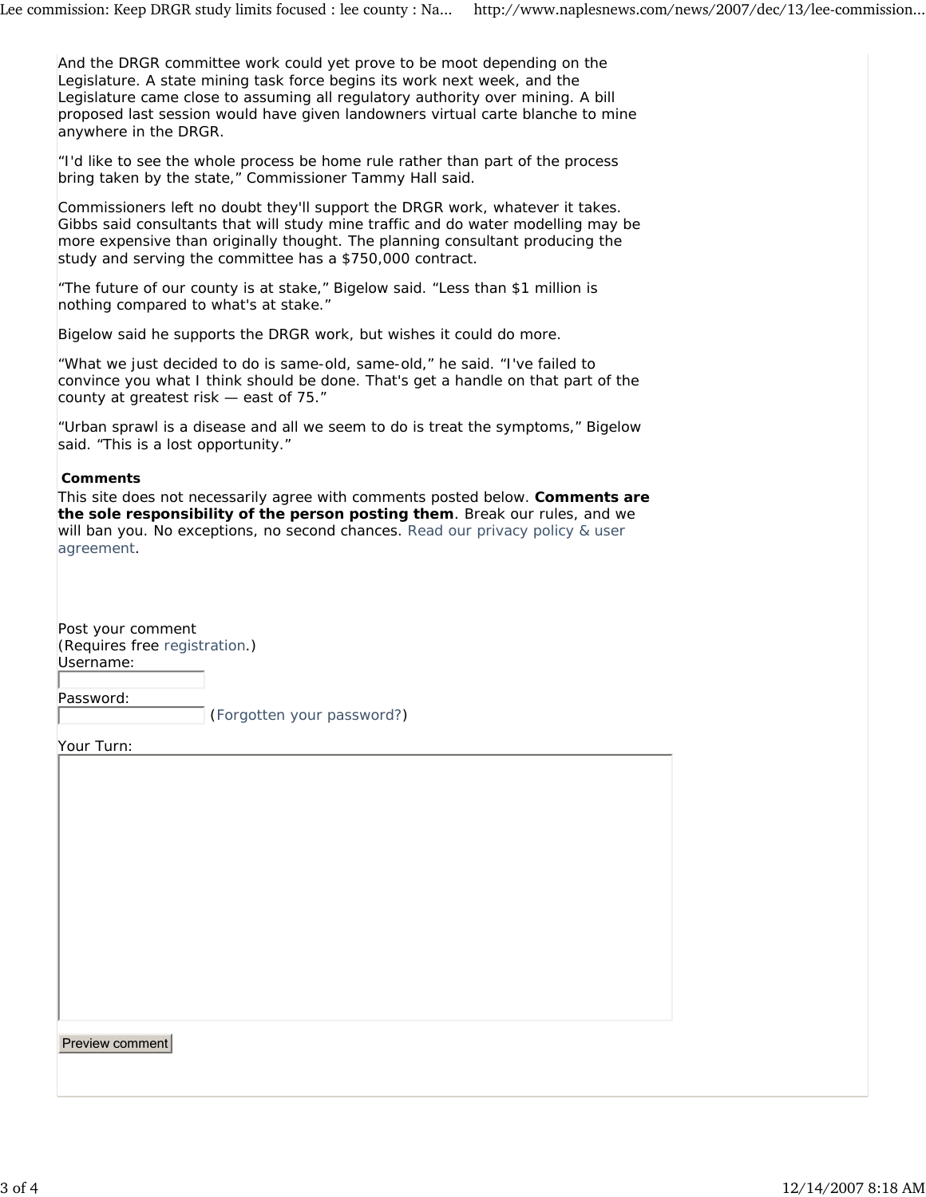And the DRGR committee work could yet prove to be moot depending on the Legislature. A state mining task force begins its work next week, and the Legislature came close to assuming all regulatory authority over mining. A bill proposed last session would have given landowners virtual carte blanche to mine anywhere in the DRGR.

“I'd like to see the whole process be home rule rather than part of the process bring taken by the state,” Commissioner Tammy Hall said.

Commissioners left no doubt they'll support the DRGR work, whatever it takes. Gibbs said consultants that will study mine traffic and do water modelling may be more expensive than originally thought. The planning consultant producing the study and serving the committee has a $750,000 contract.

“The future of our county is at stake,” Bigelow said. “Less than $1 million is nothing compared to what's at stake.”

Bigelow said he supports the DRGR work, but wishes it could do more.

“What we just decided to do is same-old, same-old,” he said. “I've failed to convince you what I think should be done. That's get a handle on that part of the county at greatest risk — east of 75.”

“Urban sprawl is a disease and all we seem to do is treat the symptoms,” Bigelow said. “This is a lost opportunity.”

**Comments**

This site does not necessarily agree with comments posted below. **Comments are the sole responsibility of the person posting them**. Break our rules, and we will ban you. No exceptions, no second chances. Read our privacy policy & user agreement.

Post your comment
(Requires free registration.)
Username:

Password:
(Forgotten your password?)

Your Turn:

Preview comment